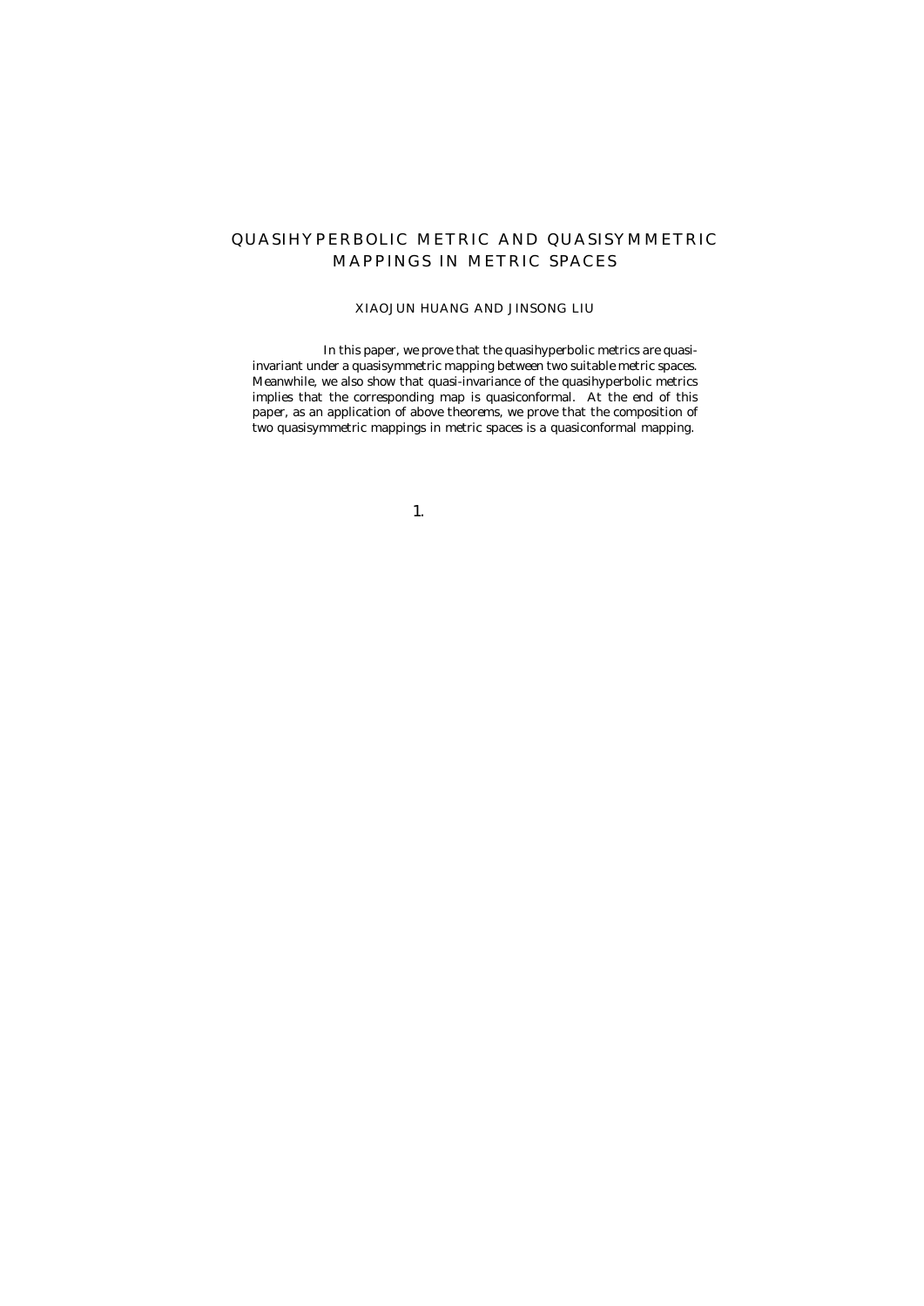# QUASIHYPERBOLIC METRIC AND QUASISYMMETRIC MAPPINGS IN METRIC SPACES

XIAOJUN HUANG AND JINSONG LIU

In this paper, we prove that the quasihyperbolic metrics are quasi-invariant under a quasisymmetric mapping between two suitable metric spaces. Meanwhile, we also show that quasi-invariance of the quasihyperbolic metrics implies that the corresponding map is quasiconformal. At the end of this paper, as an application of above theorems, we prove that the composition of two quasisymmetric mappings in metric spaces is a quasiconformal mapping.

## 1.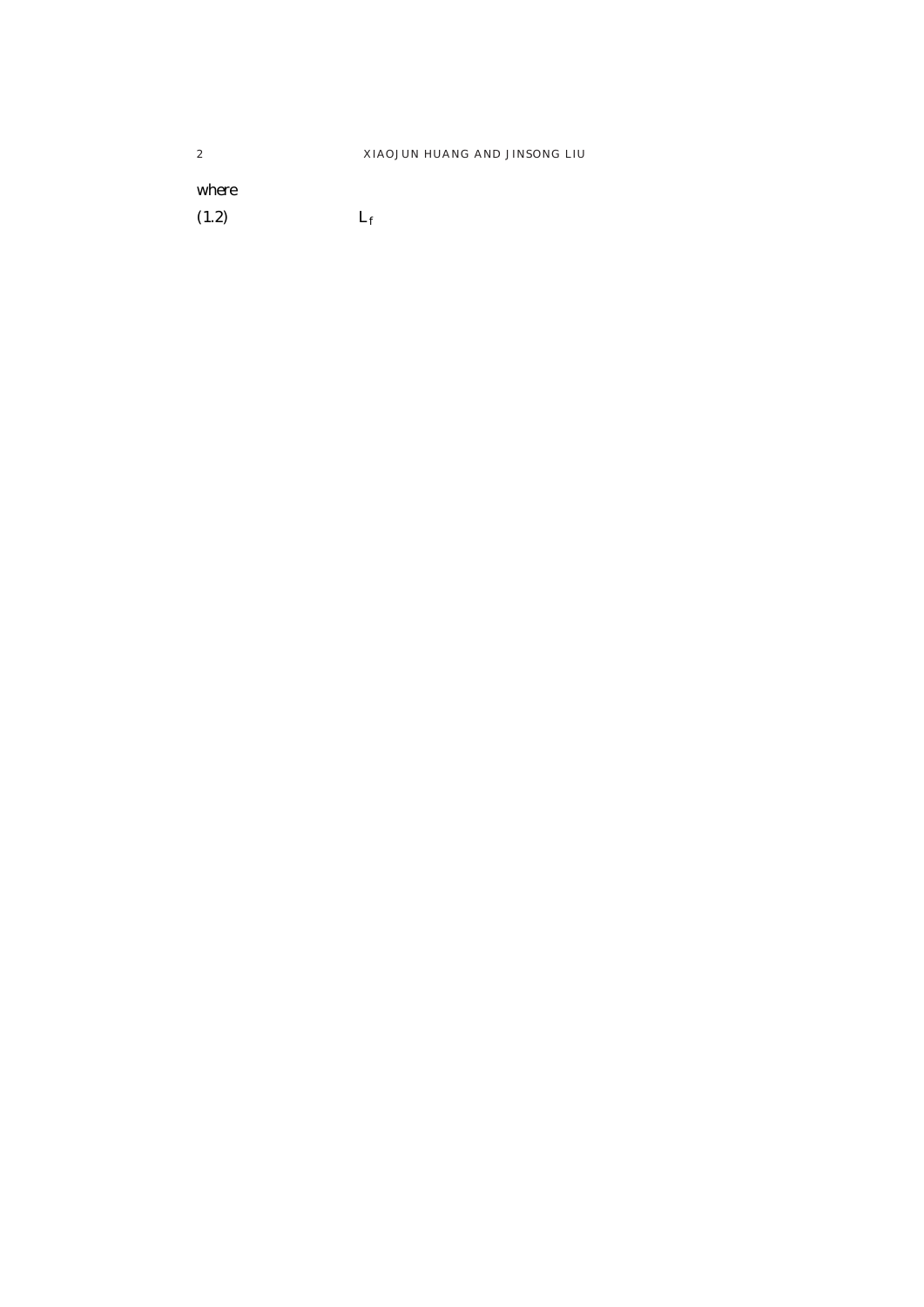where

$$L_f \tag{1.2}$$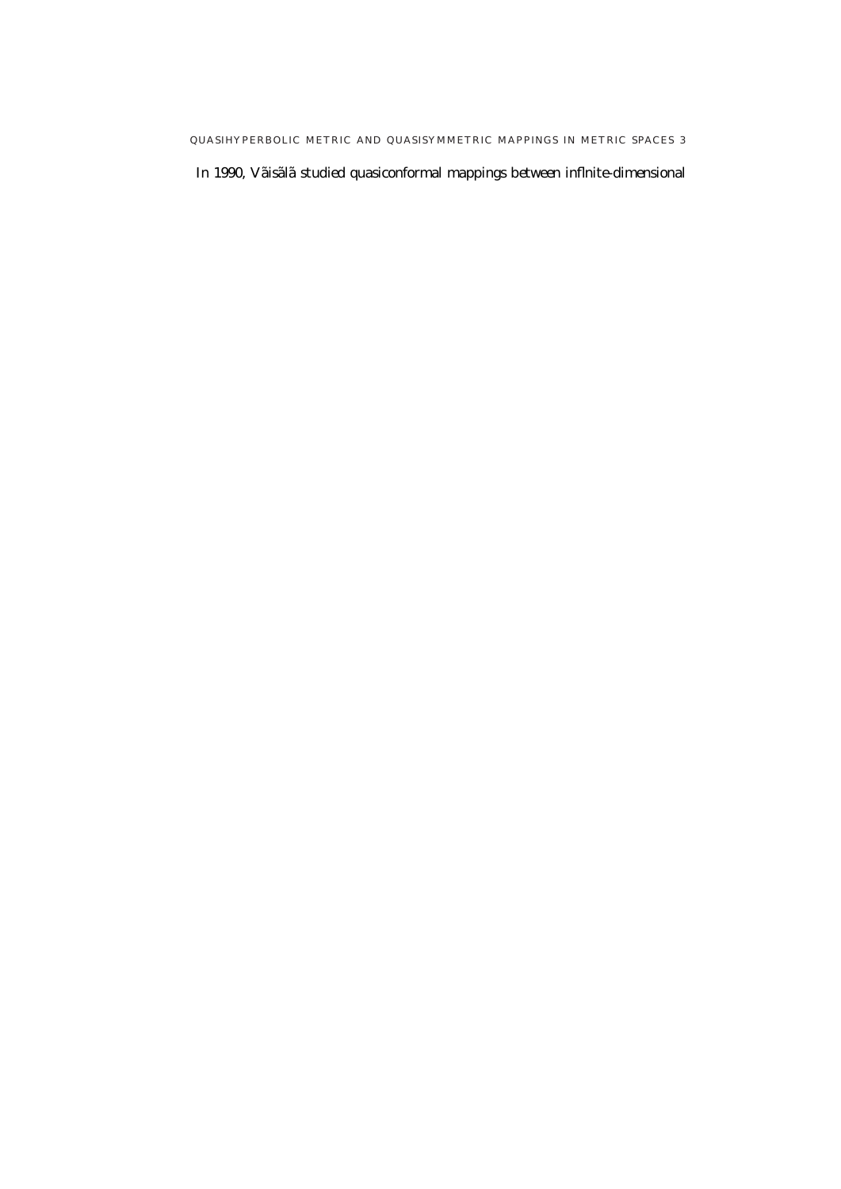In 1990, Väisälä studied quasiconformal mappings between infinite-dimensional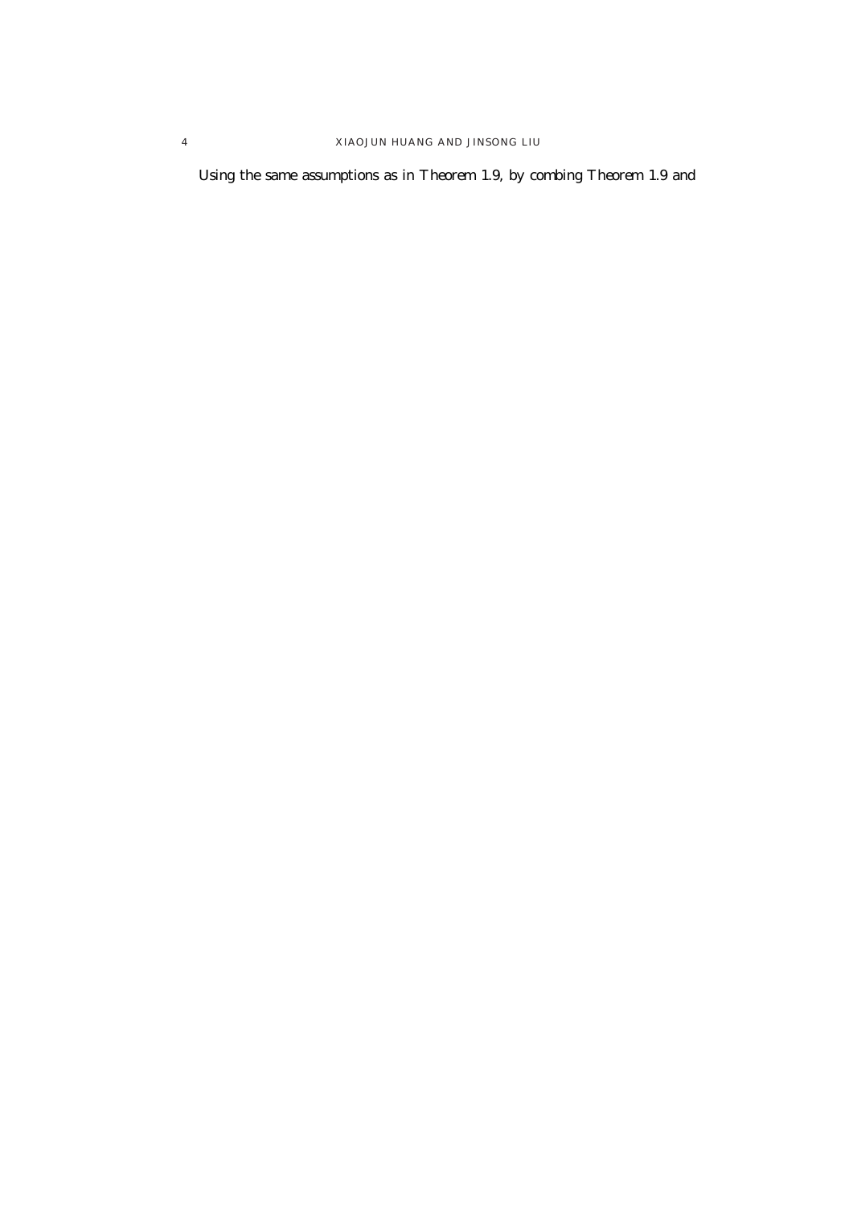Using the same assumptions as in Theorem 1.9, by combing Theorem 1.9 and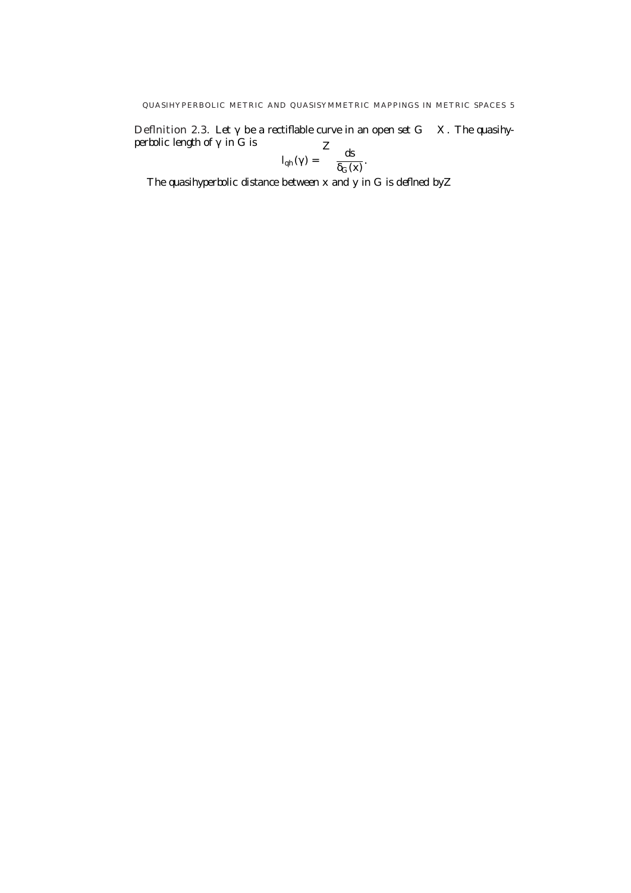**Definition 2.3.** Let $\gamma$ be a rectifiable curve in an open set $G \subset X$. The quasihyperbolic length of $\gamma$ in $G$ is

$$l_{qh}(\gamma) = \int_{\gamma} \frac{ds}{\delta_G(x)}.$$

The quasihyperbolic distance between $x$ and $y$ in $G$ is defined by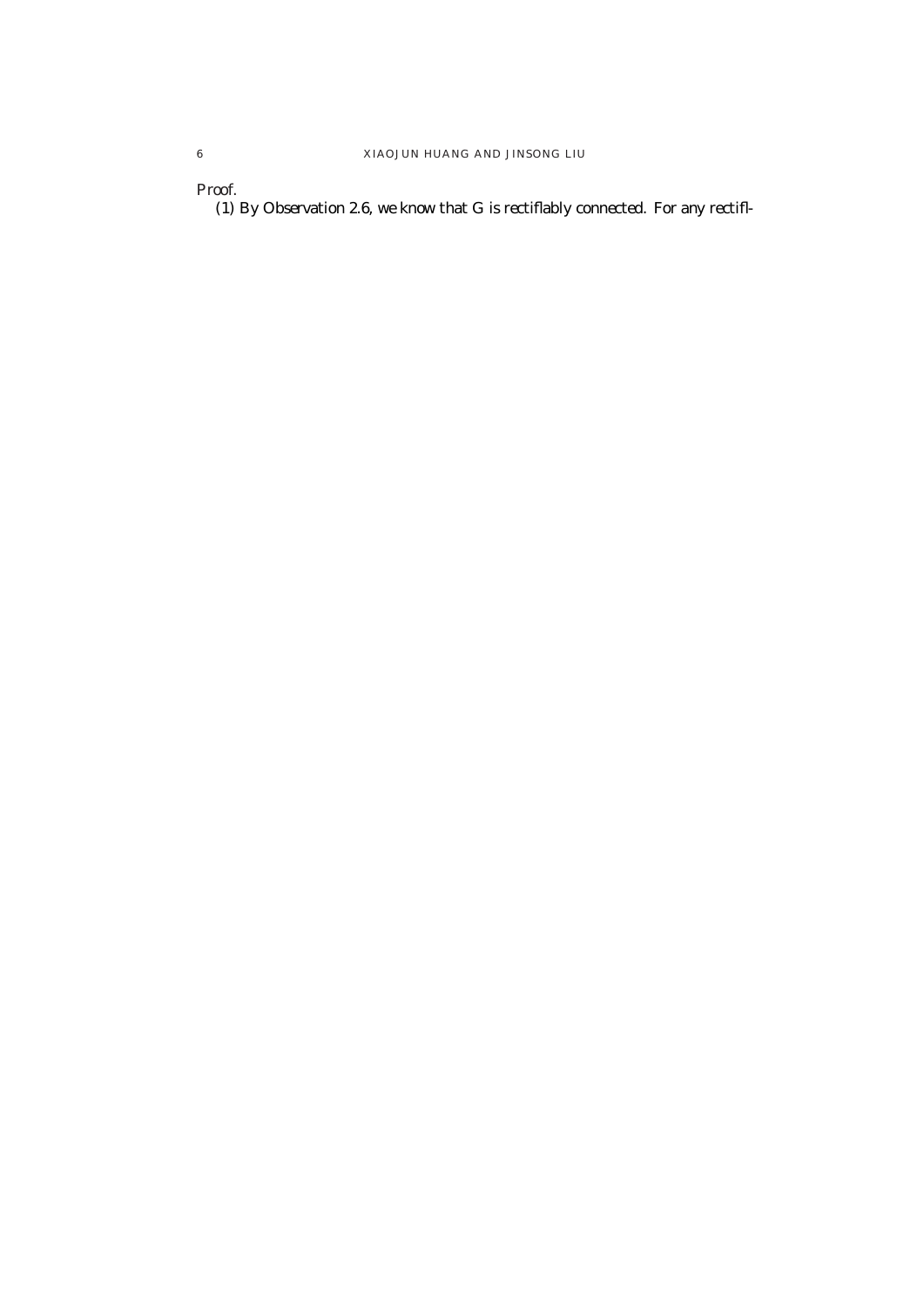*Proof.*

(1) By Observation 2.6, we know that $G$ is rectifiably connected. For any rectifi-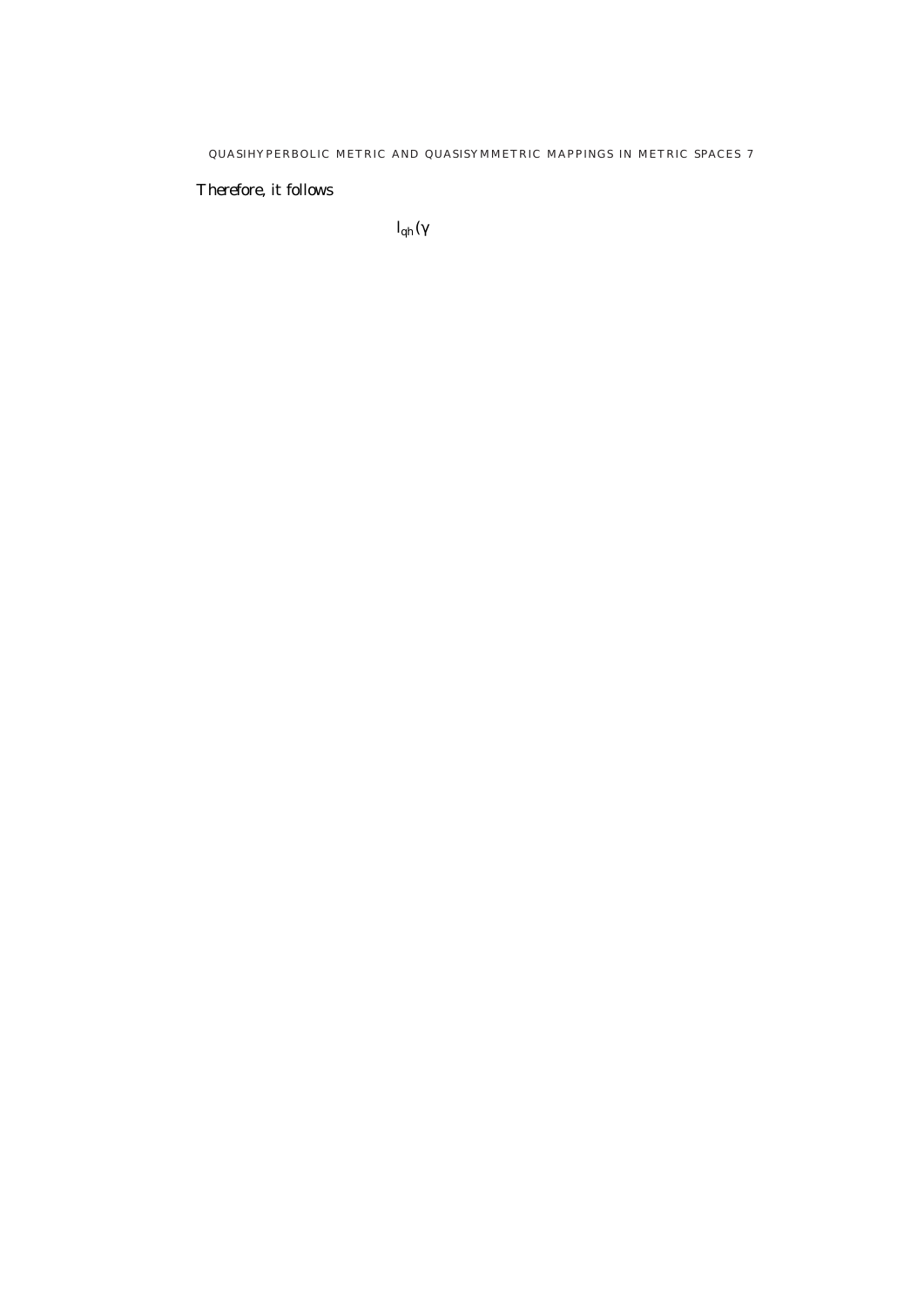Therefore, it follows

$$l_{qh}(\gamma$$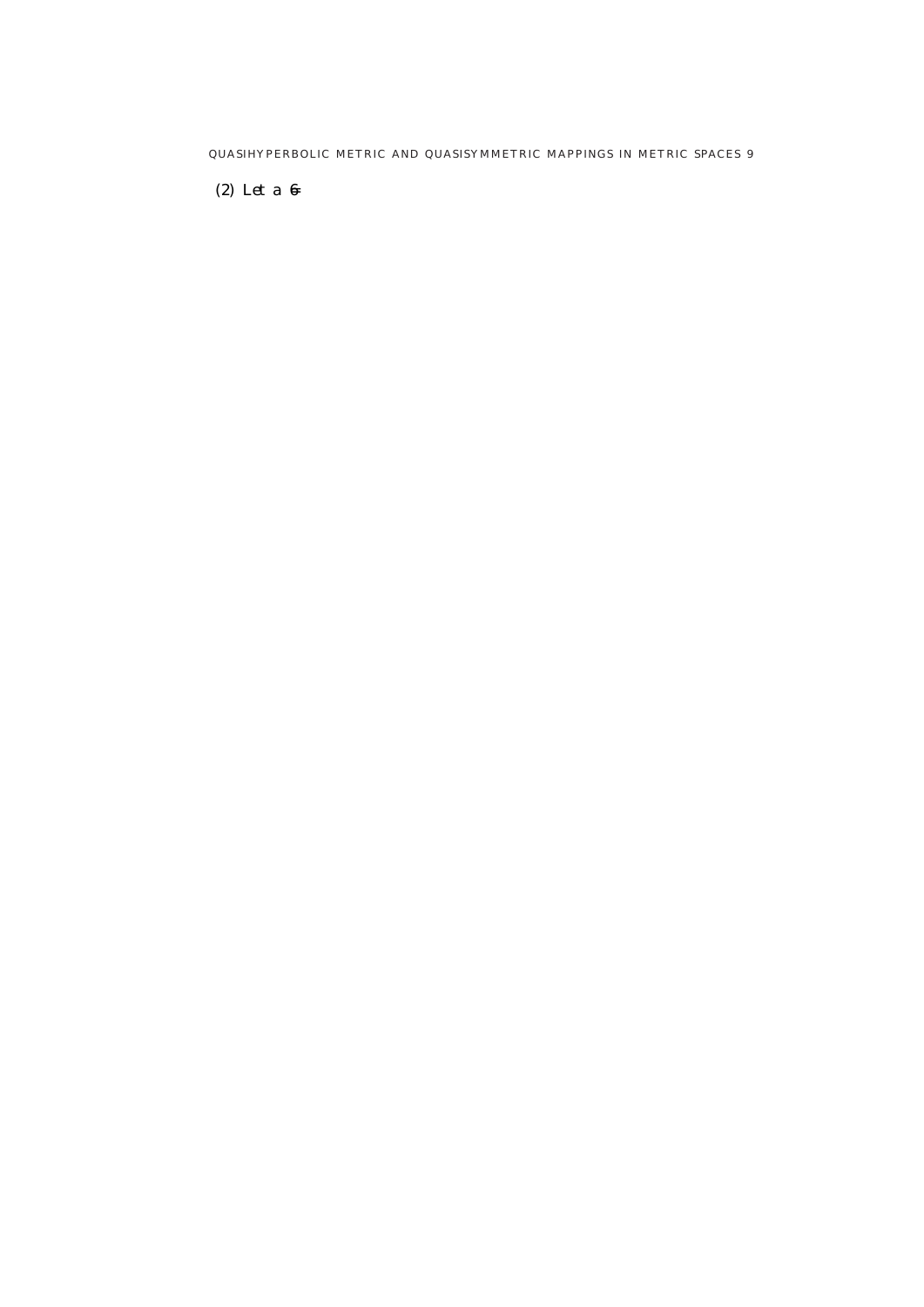(2) Let $a \neq$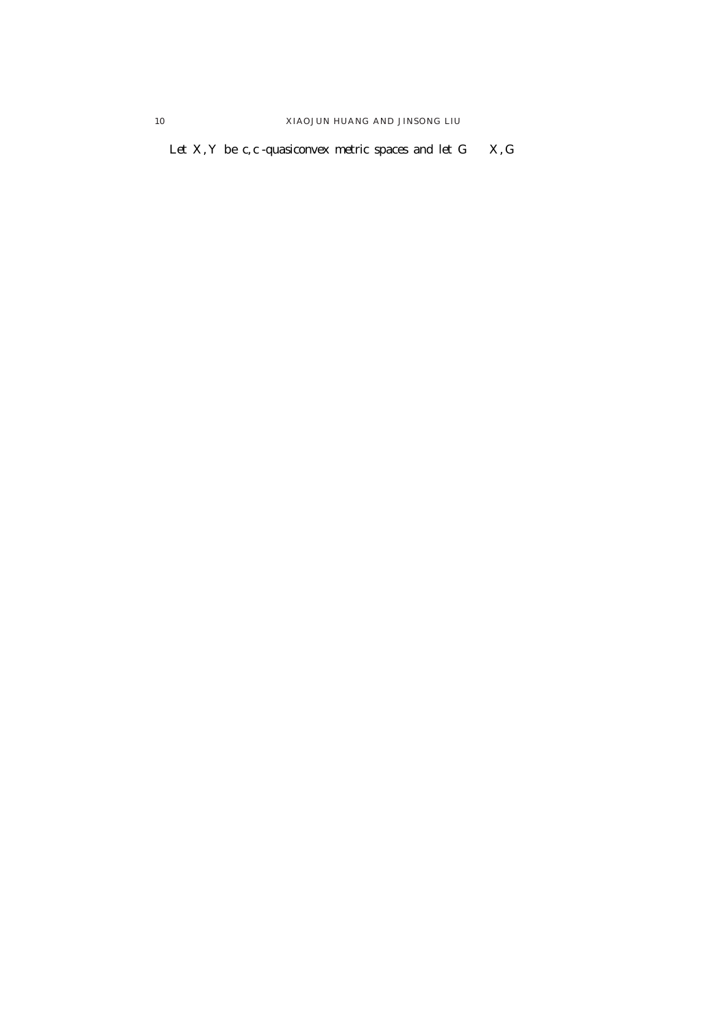Let $X, Y$ be $c, c$-quasiconvex metric spaces and let $G \quad X, G$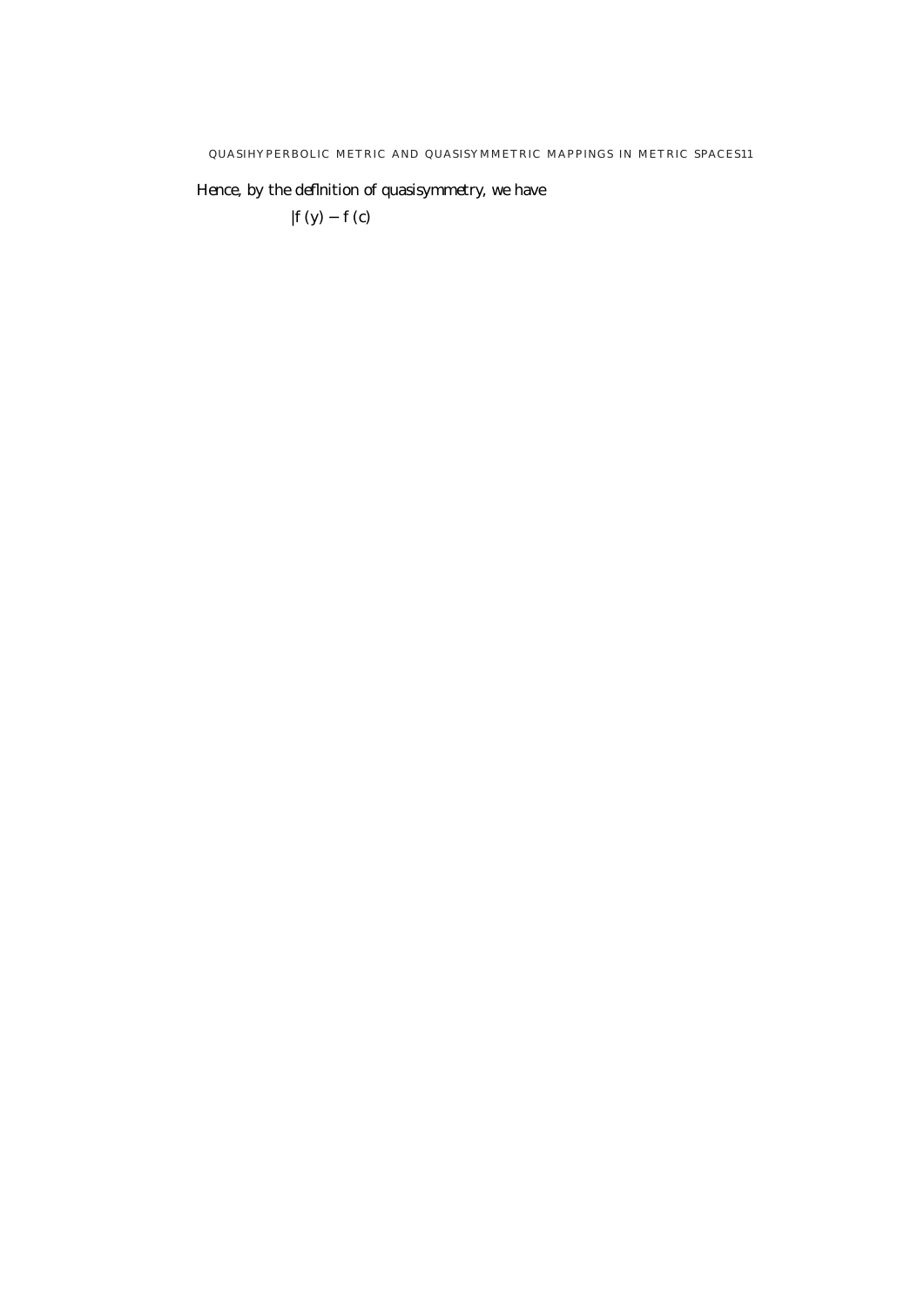Hence, by the definition of quasisymmetry, we have

$$|f(y) - f(c)$$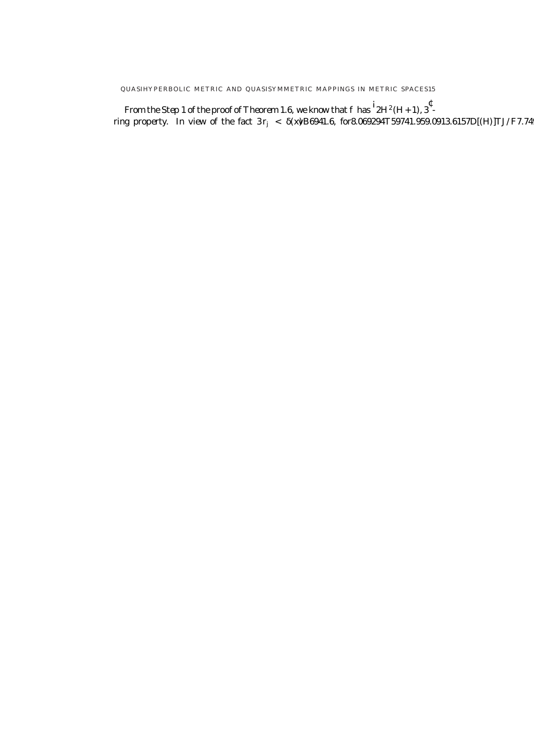From the Step 1 of the proof of Theorem 1.6, we know that $f$ has $\left(2H^2(H+1), 3\right)$-ring property. In view of the fact $3r_j < \delta(x)$/B6941.6, for8.069294T59741.959.0913.6157D[(H)]TJ/F7.749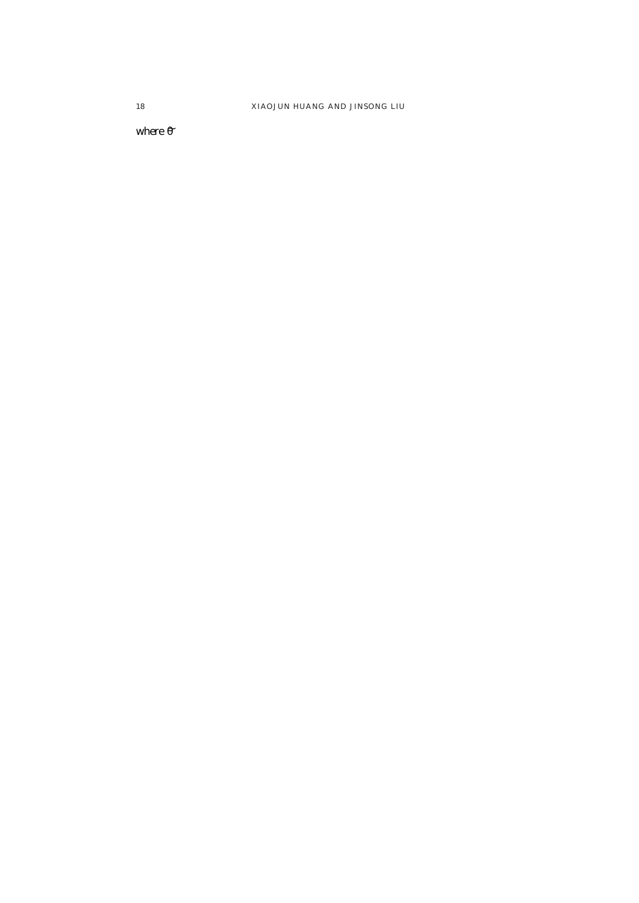where $\tilde{\theta}$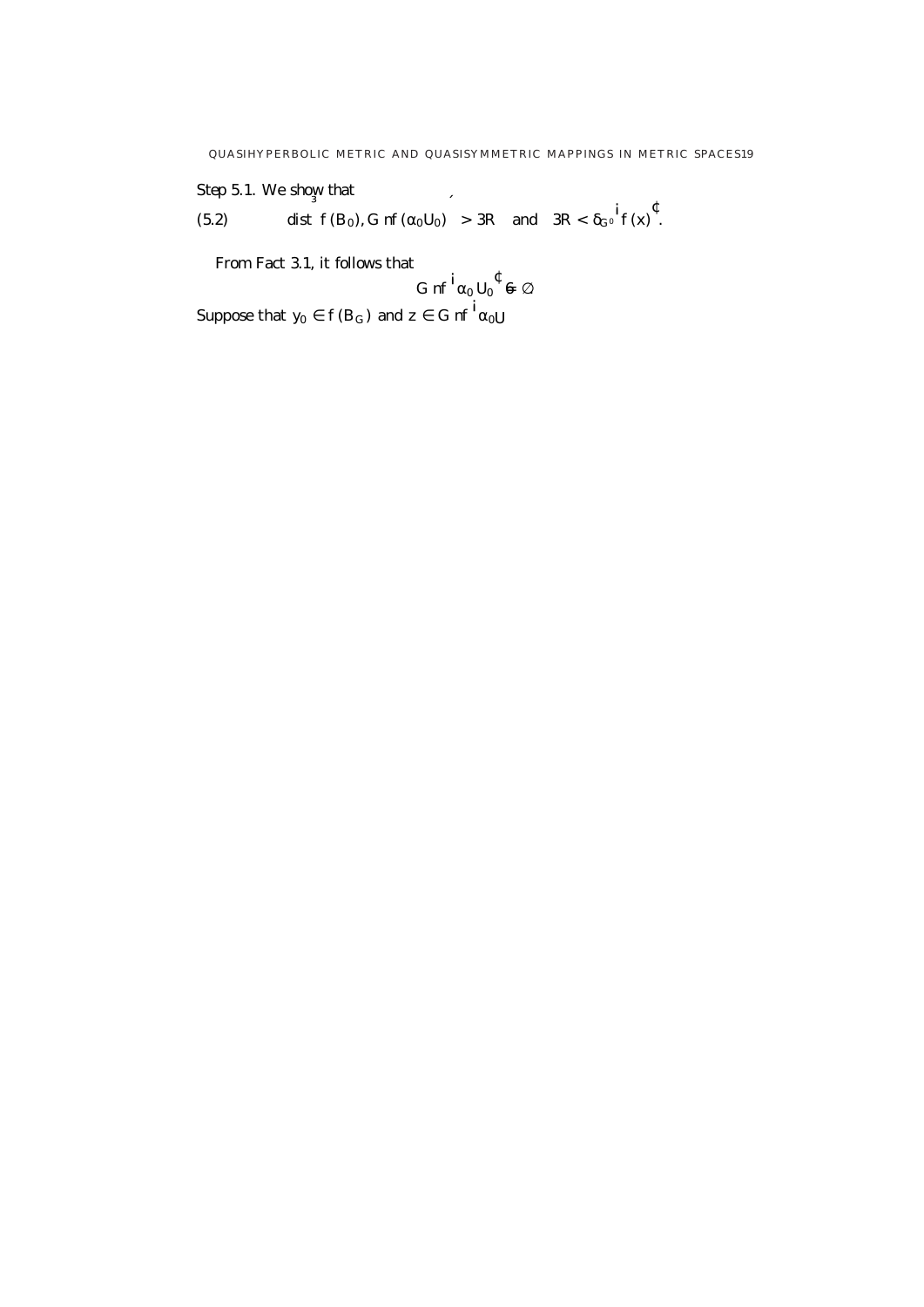Step 5.1. We show that

$$\text{(5.2)} \qquad \operatorname{dist}\left(f(B_0), G\setminus f(\alpha_0 U_0)\right) > 3R \quad \text{and} \quad 3R < \delta_{G'}\left(f(x)\right).$$

From Fact 3.1, it follows that

$$G\setminus f\left(\alpha_0 U_0\right) \neq \emptyset$$

Suppose that $y_0 \in f(B_G)$ and $z \in G\setminus f\left(\alpha_0 U\right.$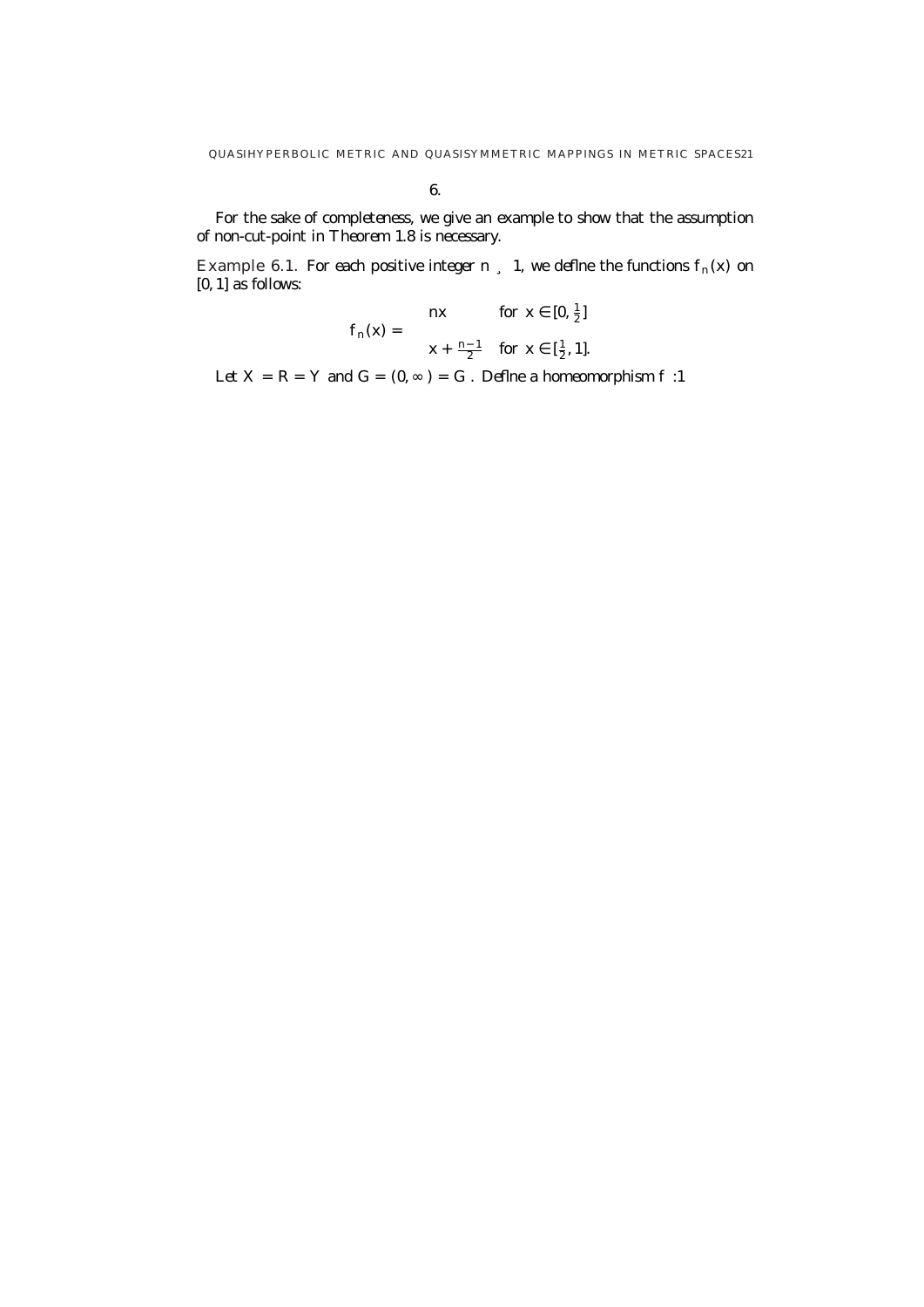## 6.

For the sake of completeness, we give an example to show that the assumption of non-cut-point in Theorem 1.8 is necessary.

**Example 6.1.** For each positive integer $n \geq 1$, we define the functions $f_n(x)$ on $[0, 1]$ as follows:

$$f_n(x) = \begin{cases} nx & \text{for } x \in [0, \frac{1}{2}] \\ x + \frac{n-1}{2} & \text{for } x \in [\frac{1}{2}, 1]. \end{cases}$$

Let $X = \mathbb{R} = Y$ and $G = (0, \infty) = G'$. Define a homeomorphism $f :1$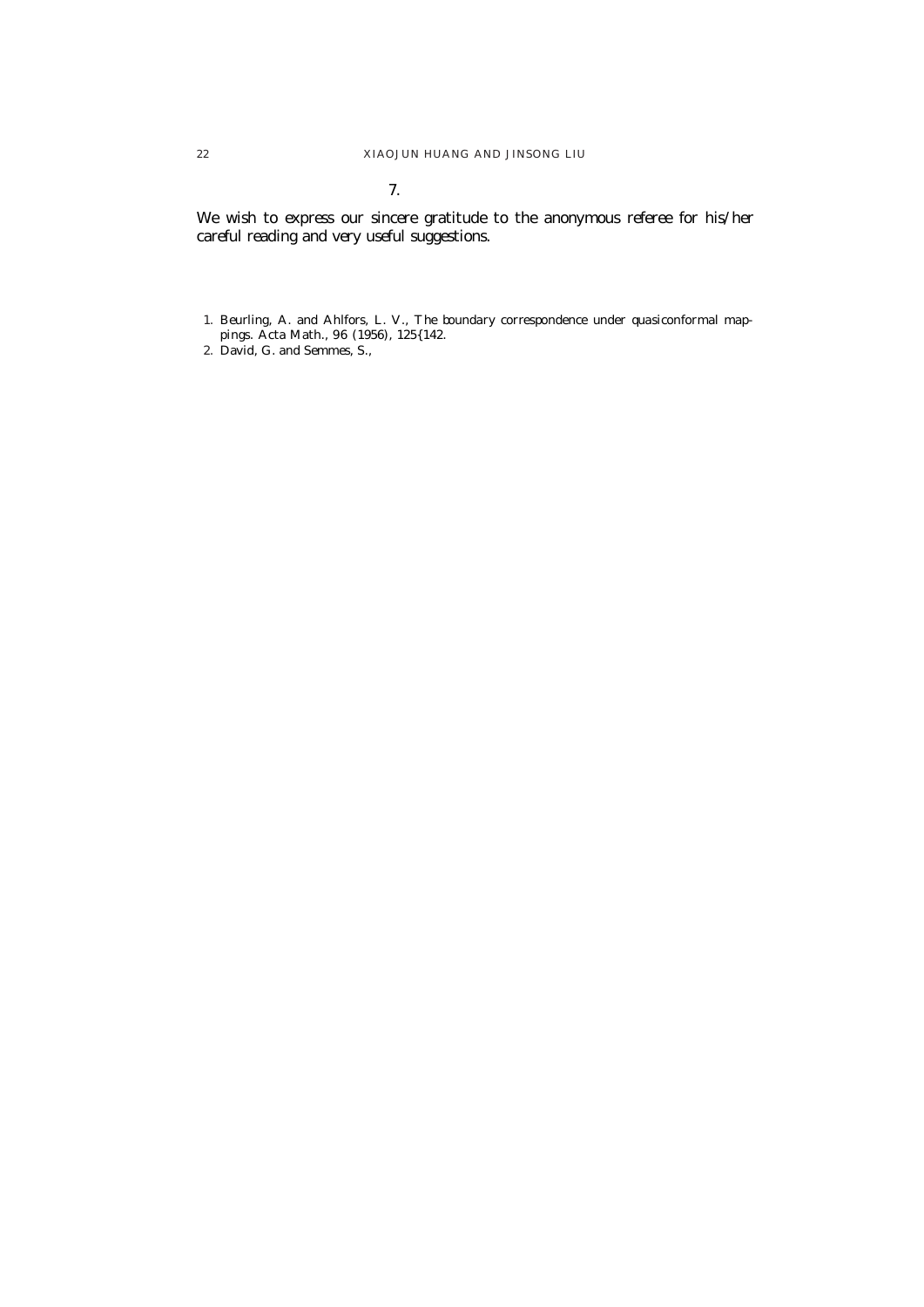## 7.

We wish to express our sincere gratitude to the anonymous referee for his/her careful reading and very useful suggestions.

1. Beurling, A. and Ahlfors, L. V., The boundary correspondence under quasiconformal mappings. Acta Math., 96 (1956), 125{142.
2. David, G. and Semmes, S.,